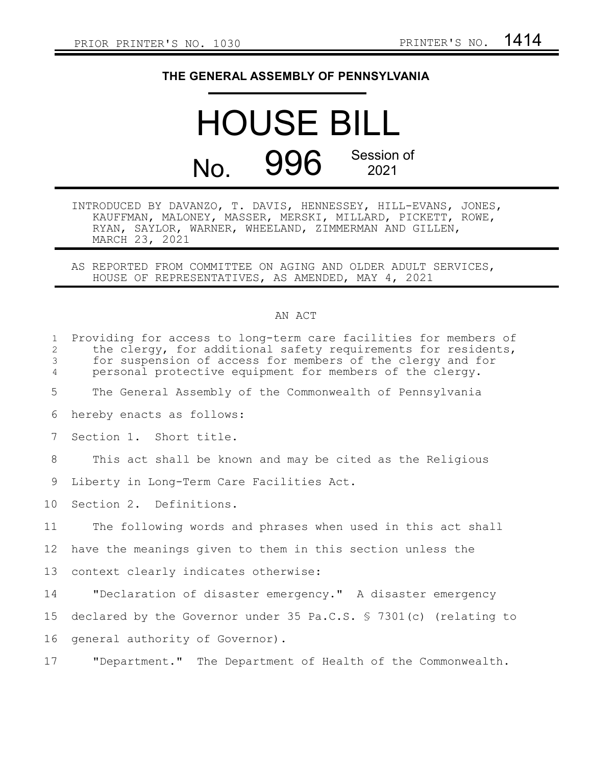PRIOR PRINTER'S NO. 1030 PRINTER'S NO. 1414

# THE GENERAL ASSEMBLY OF PENNSYLVANIA

# HOUSE BILL

## No. 996 Session of 2021

INTRODUCED BY DAVANZO, T. DAVIS, HENNESSEY, HILL-EVANS, JONES, KAUFFMAN, MALONEY, MASSER, MERSKI, MILLARD, PICKETT, ROWE, RYAN, SAYLOR, WARNER, WHEELAND, ZIMMERMAN AND GILLEN, MARCH 23, 2021

AS REPORTED FROM COMMITTEE ON AGING AND OLDER ADULT SERVICES, HOUSE OF REPRESENTATIVES, AS AMENDED, MAY 4, 2021

AN ACT

Providing for access to long-term care facilities for members of the clergy, for additional safety requirements for residents, for suspension of access for members of the clergy and for personal protective equipment for members of the clergy.

The General Assembly of the Commonwealth of Pennsylvania hereby enacts as follows:

Section 1. Short title.

This act shall be known and may be cited as the Religious Liberty in Long-Term Care Facilities Act.

Section 2. Definitions.

The following words and phrases when used in this act shall have the meanings given to them in this section unless the context clearly indicates otherwise:

"Declaration of disaster emergency." A disaster emergency declared by the Governor under 35 Pa.C.S. § 7301(c) (relating to general authority of Governor).

"Department." The Department of Health of the Commonwealth.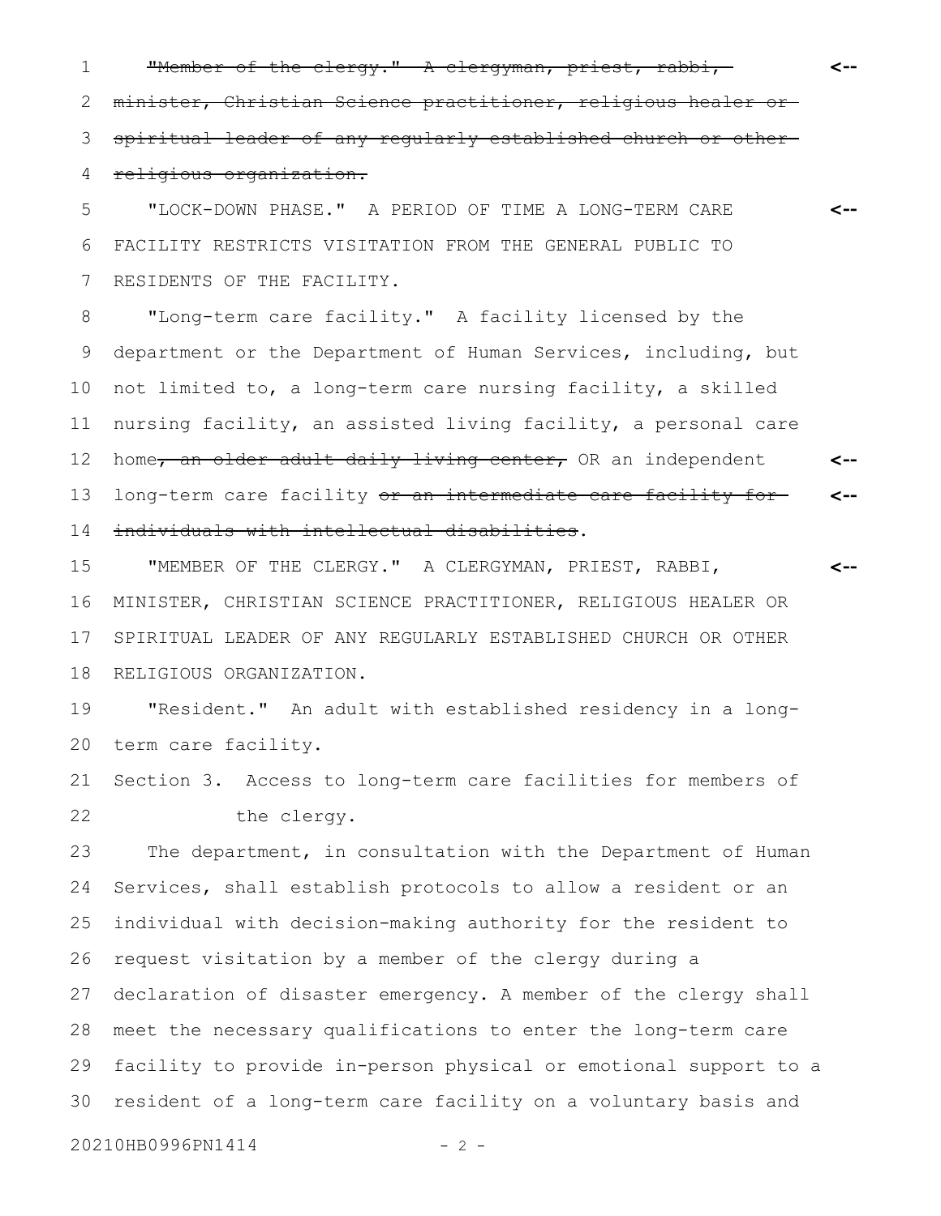~~"Member of the clergy." A clergyman, priest, rabbi, minister, Christian Science practitioner, religious healer or spiritual leader of any regularly established church or other religious organization.~~ <--

"LOCK-DOWN PHASE." A PERIOD OF TIME A LONG-TERM CARE FACILITY RESTRICTS VISITATION FROM THE GENERAL PUBLIC TO RESIDENTS OF THE FACILITY. <--

"Long-term care facility." A facility licensed by the department or the Department of Human Services, including, but not limited to, a long-term care nursing facility, a skilled nursing facility, an assisted living facility, a personal care home~~, an older adult daily living center,~~ OR an independent long-term care facility ~~or an intermediate care facility for individuals with intellectual disabilities~~. <-- <--

"MEMBER OF THE CLERGY." A CLERGYMAN, PRIEST, RABBI, MINISTER, CHRISTIAN SCIENCE PRACTITIONER, RELIGIOUS HEALER OR SPIRITUAL LEADER OF ANY REGULARLY ESTABLISHED CHURCH OR OTHER RELIGIOUS ORGANIZATION. <--

"Resident." An adult with established residency in a long-term care facility.

Section 3. Access to long-term care facilities for members of the clergy.

The department, in consultation with the Department of Human Services, shall establish protocols to allow a resident or an individual with decision-making authority for the resident to request visitation by a member of the clergy during a declaration of disaster emergency. A member of the clergy shall meet the necessary qualifications to enter the long-term care facility to provide in-person physical or emotional support to a resident of a long-term care facility on a voluntary basis and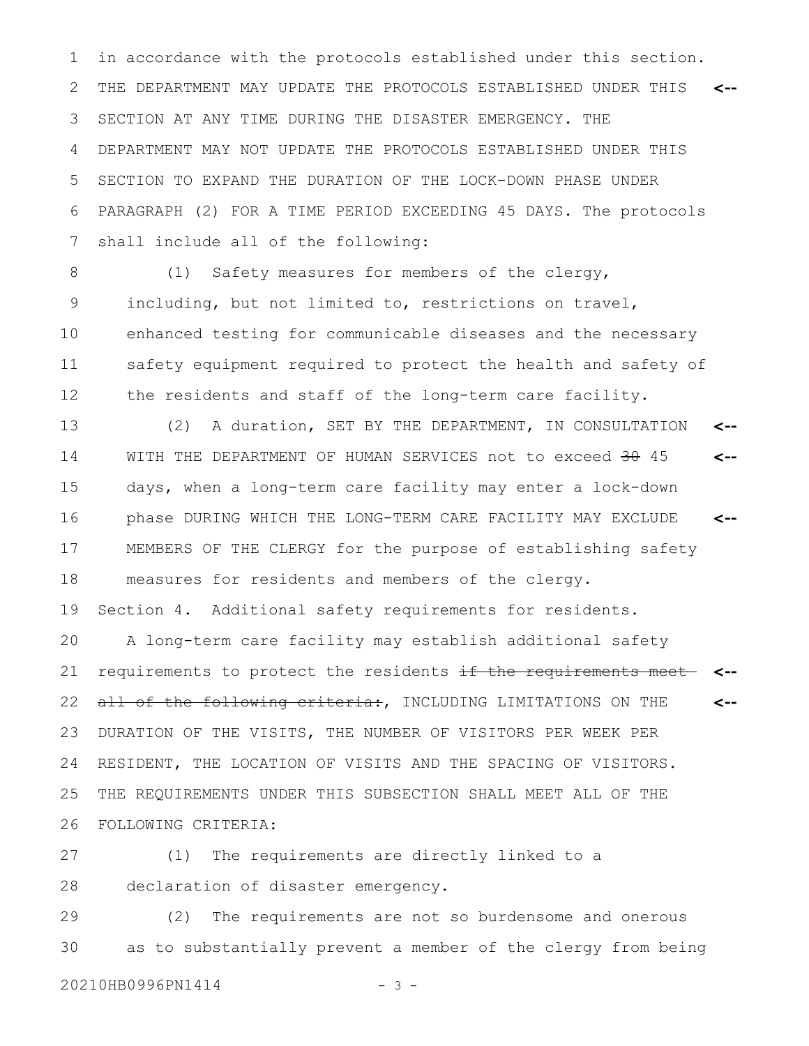in accordance with the protocols established under this section. THE DEPARTMENT MAY UPDATE THE PROTOCOLS ESTABLISHED UNDER THIS SECTION AT ANY TIME DURING THE DISASTER EMERGENCY. THE DEPARTMENT MAY NOT UPDATE THE PROTOCOLS ESTABLISHED UNDER THIS SECTION TO EXPAND THE DURATION OF THE LOCK-DOWN PHASE UNDER PARAGRAPH (2) FOR A TIME PERIOD EXCEEDING 45 DAYS. The protocols shall include all of the following:

(1) Safety measures for members of the clergy, including, but not limited to, restrictions on travel, enhanced testing for communicable diseases and the necessary safety equipment required to protect the health and safety of the residents and staff of the long-term care facility.

(2) A duration, SET BY THE DEPARTMENT, IN CONSULTATION WITH THE DEPARTMENT OF HUMAN SERVICES not to exceed ~~30~~ 45 days, when a long-term care facility may enter a lock-down phase DURING WHICH THE LONG-TERM CARE FACILITY MAY EXCLUDE MEMBERS OF THE CLERGY for the purpose of establishing safety measures for residents and members of the clergy.

Section 4. Additional safety requirements for residents.

A long-term care facility may establish additional safety requirements to protect the residents ~~if the requirements meet all of the following criteria:~~, INCLUDING LIMITATIONS ON THE DURATION OF THE VISITS, THE NUMBER OF VISITORS PER WEEK PER RESIDENT, THE LOCATION OF VISITS AND THE SPACING OF VISITORS. THE REQUIREMENTS UNDER THIS SUBSECTION SHALL MEET ALL OF THE FOLLOWING CRITERIA:

(1) The requirements are directly linked to a declaration of disaster emergency.

(2) The requirements are not so burdensome and onerous as to substantially prevent a member of the clergy from being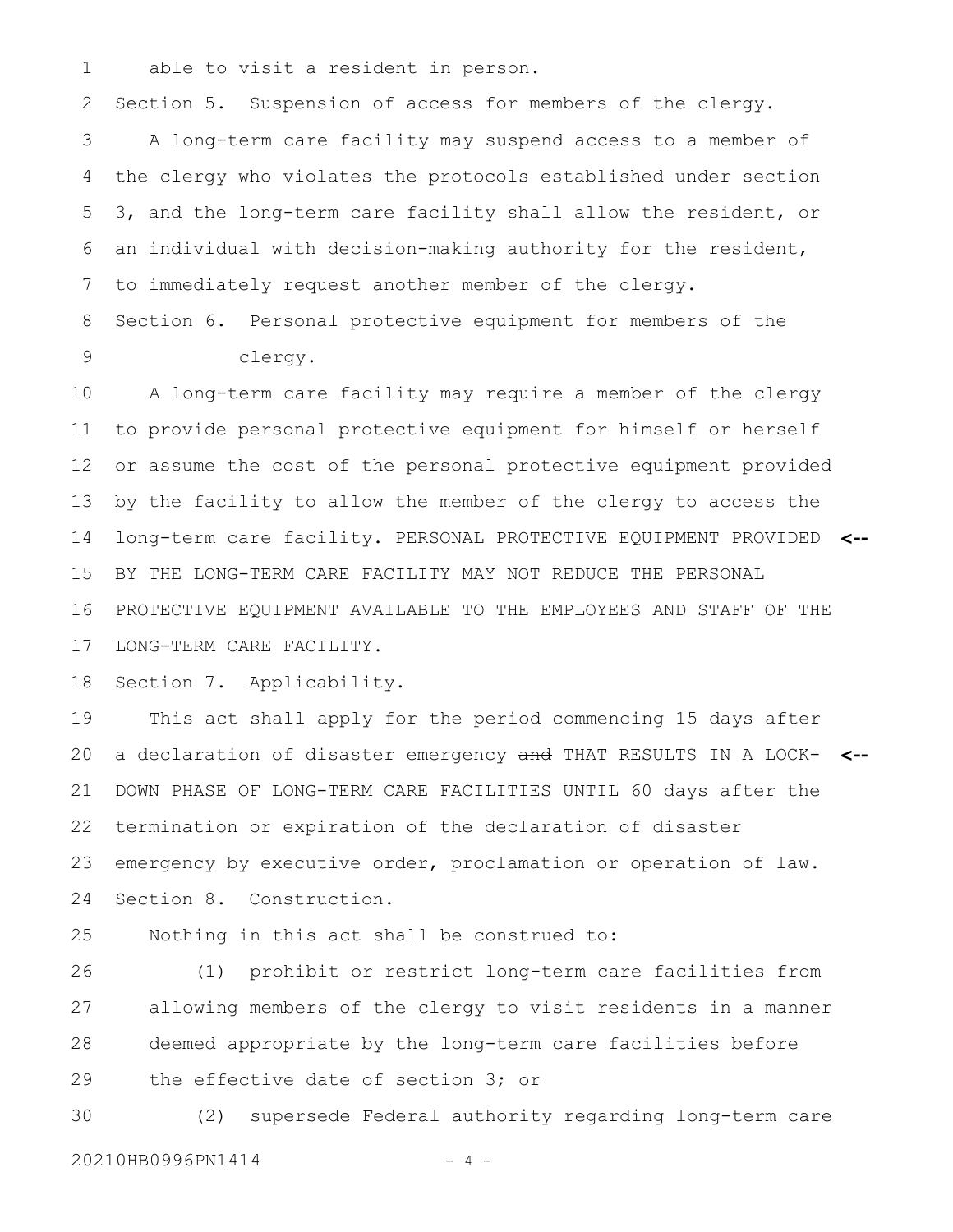able to visit a resident in person.

Section 5. Suspension of access for members of the clergy.

A long-term care facility may suspend access to a member of the clergy who violates the protocols established under section 3, and the long-term care facility shall allow the resident, or an individual with decision-making authority for the resident, to immediately request another member of the clergy.

Section 6. Personal protective equipment for members of the clergy.

A long-term care facility may require a member of the clergy to provide personal protective equipment for himself or herself or assume the cost of the personal protective equipment provided by the facility to allow the member of the clergy to access the long-term care facility. PERSONAL PROTECTIVE EQUIPMENT PROVIDED BY THE LONG-TERM CARE FACILITY MAY NOT REDUCE THE PERSONAL PROTECTIVE EQUIPMENT AVAILABLE TO THE EMPLOYEES AND STAFF OF THE LONG-TERM CARE FACILITY.

Section 7. Applicability.

This act shall apply for the period commencing 15 days after a declaration of disaster emergency ~~and~~ THAT RESULTS IN A LOCK-DOWN PHASE OF LONG-TERM CARE FACILITIES UNTIL 60 days after the termination or expiration of the declaration of disaster emergency by executive order, proclamation or operation of law.

Section 8. Construction.

Nothing in this act shall be construed to:

(1) prohibit or restrict long-term care facilities from allowing members of the clergy to visit residents in a manner deemed appropriate by the long-term care facilities before the effective date of section 3; or

(2) supersede Federal authority regarding long-term care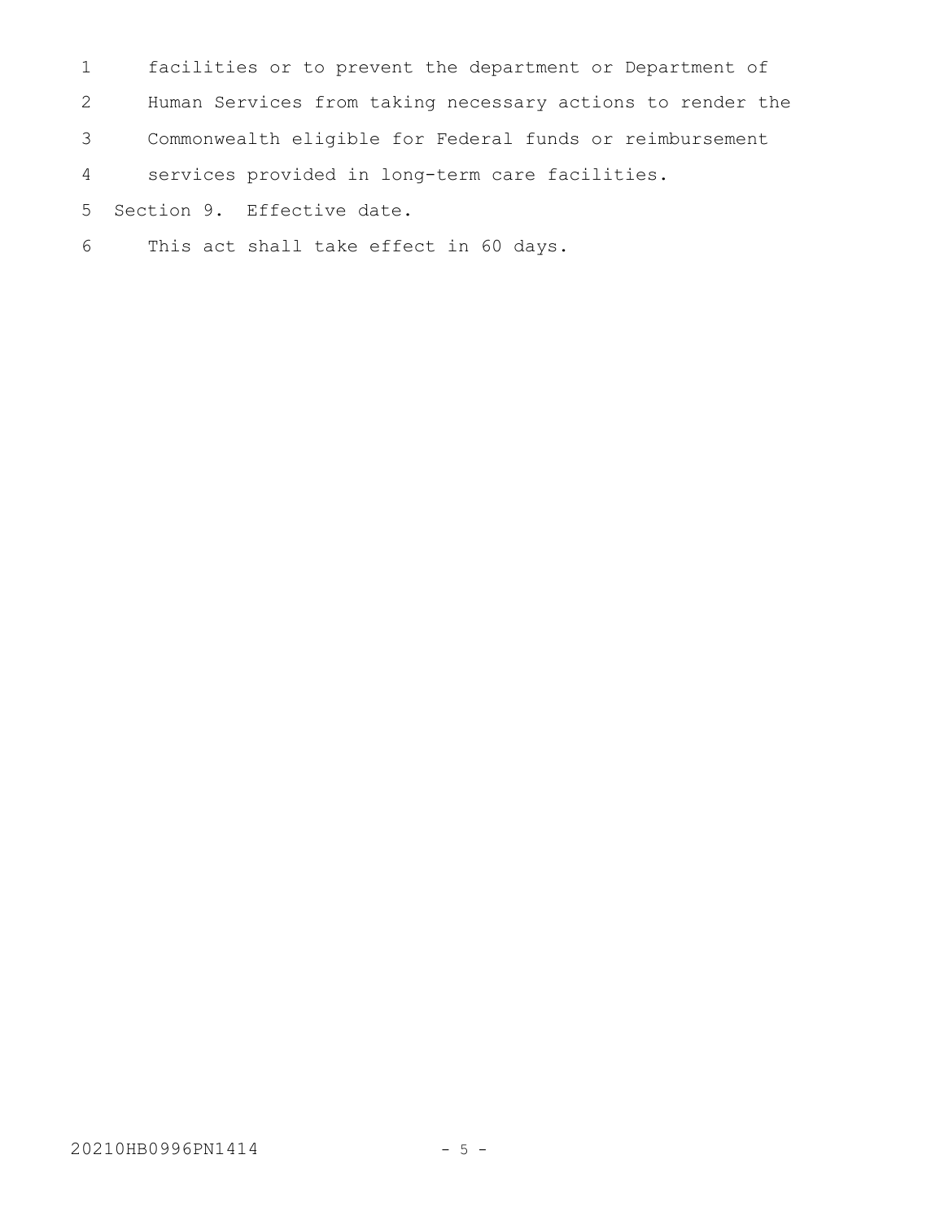facilities or to prevent the department or Department of Human Services from taking necessary actions to render the Commonwealth eligible for Federal funds or reimbursement services provided in long-term care facilities.

Section 9. Effective date.

This act shall take effect in 60 days.